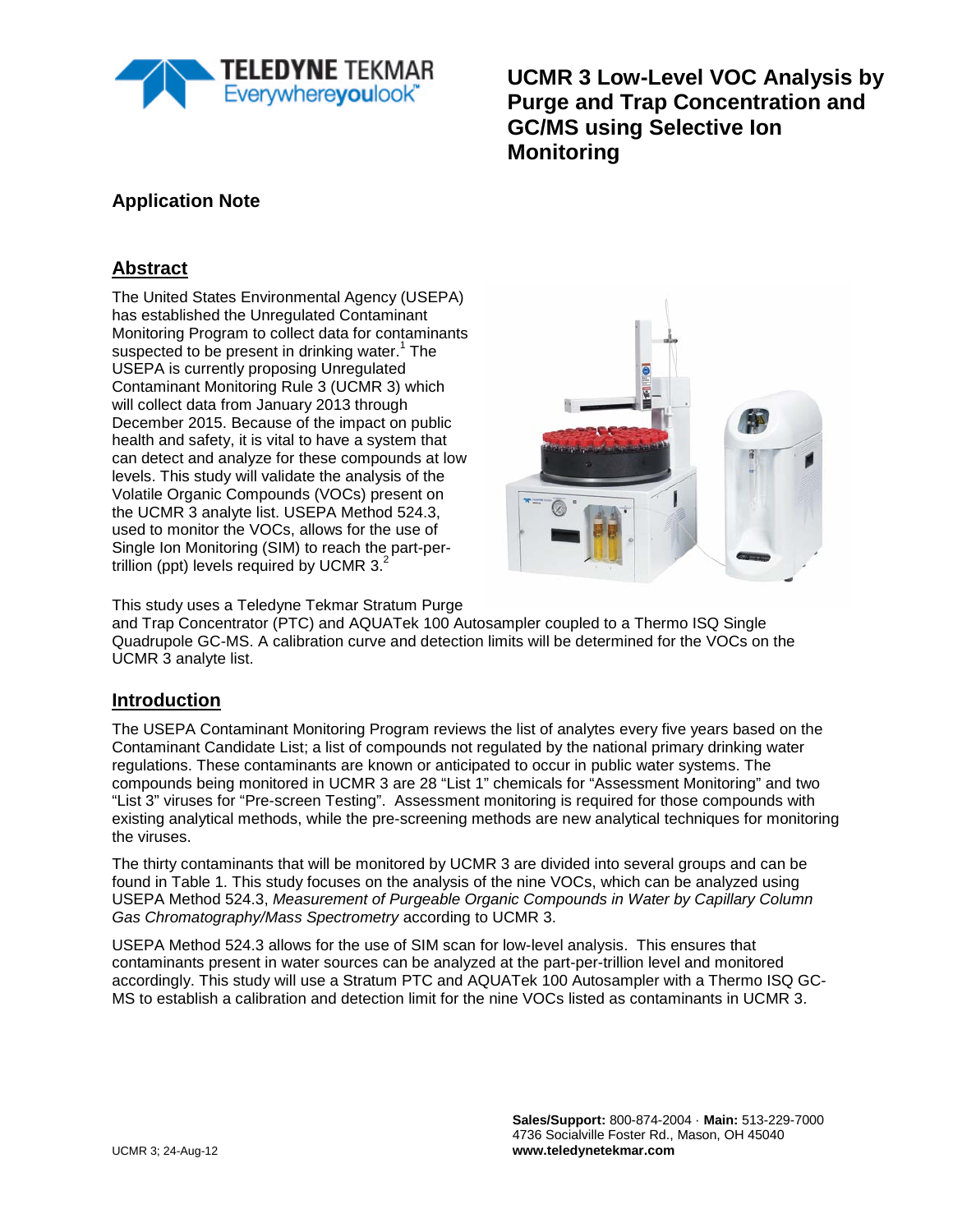# UCMR 3 Low-Level VOC Analysis by Purge and Trap Concentration and GC/MS using Selective Ion Monitoring

## Application Note

## Abstract

The United States Environmental Agency (USEPA) has established the Unregulated Contaminant Monitoring Program to collect data for contaminants suspected to be present in drinking water.[1] The USEPA is currently proposing Unregulated Contaminant Monitoring Rule 3 (UCMR 3) which will collect data from January 2013 through December 2015. Because of the impact on public health and safety, it is vital to have a system that can detect and analyze for these compounds at low levels. This study will validate the analysis of the Volatile Organic Compounds (VOCs) present on the UCMR 3 analyte list. USEPA Method 524.3, used to monitor the VOCs, allows for the use of Single Ion Monitoring (SIM) to reach the part-per-trillion (ppt) levels required by UCMR 3.[2]

This study uses a Teledyne Tekmar Stratum Purge and Trap Concentrator (PTC) and AQUATek 100 Autosampler coupled to a Thermo ISQ Single Quadrupole GC-MS. A calibration curve and detection limits will be determined for the VOCs on the UCMR 3 analyte list.

## Introduction

The USEPA Contaminant Monitoring Program reviews the list of analytes every five years based on the Contaminant Candidate List; a list of compounds not regulated by the national primary drinking water regulations. These contaminants are known or anticipated to occur in public water systems. The compounds being monitored in UCMR 3 are 28 "List 1" chemicals for "Assessment Monitoring" and two "List 3" viruses for "Pre-screen Testing". Assessment monitoring is required for those compounds with existing analytical methods, while the pre-screening methods are new analytical techniques for monitoring the viruses.

The thirty contaminants that will be monitored by UCMR 3 are divided into several groups and can be found in Table 1. This study focuses on the analysis of the nine VOCs, which can be analyzed using USEPA Method 524.3, *Measurement of Purgeable Organic Compounds in Water by Capillary Column Gas Chromatography/Mass Spectrometry* according to UCMR 3.

USEPA Method 524.3 allows for the use of SIM scan for low-level analysis. This ensures that contaminants present in water sources can be analyzed at the part-per-trillion level and monitored accordingly. This study will use a Stratum PTC and AQUATek 100 Autosampler with a Thermo ISQ GC-MS to establish a calibration and detection limit for the nine VOCs listed as contaminants in UCMR 3.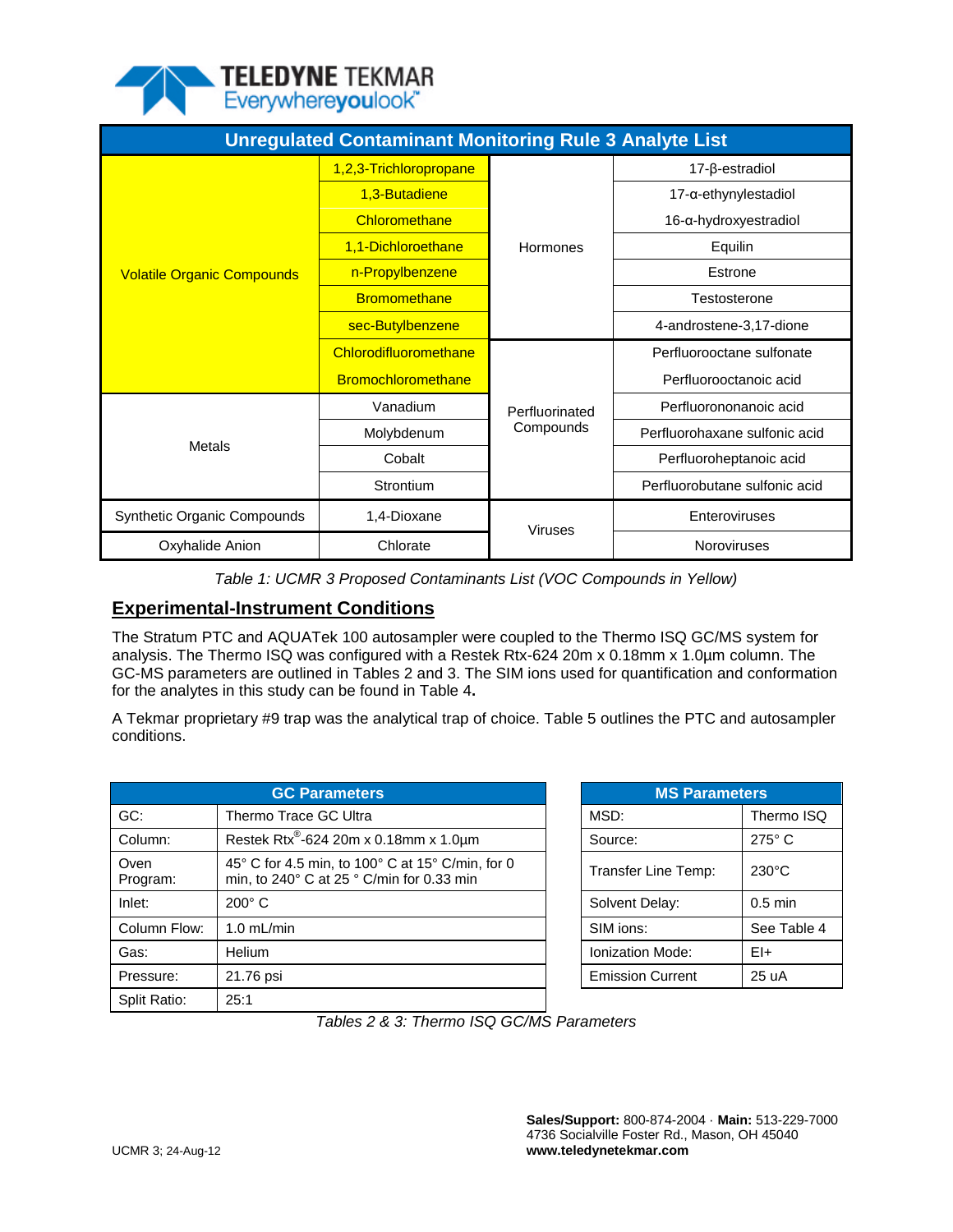| Unregulated Contaminant Monitoring Rule 3 Analyte List | | | |
|---|---|---|---|
| Volatile Organic Compounds | 1,2,3-Trichloropropane | Hormones | 17-β-estradiol |
| | 1,3-Butadiene | | 17-α-ethynylestadiol |
| | Chloromethane | | 16-α-hydroxyestradiol |
| | 1,1-Dichloroethane | | Equilin |
| | n-Propylbenzene | | Estrone |
| | Bromomethane | | Testosterone |
| | sec-Butylbenzene | | 4-androstene-3,17-dione |
| | Chlorodifluoromethane | Perfluorinated Compounds | Perfluorooctane sulfonate |
| | Bromochloromethane | | Perfluorooctanoic acid |
| Metals | Vanadium | | Perfluorononanoic acid |
| | Molybdenum | | Perfluorohaxane sulfonic acid |
| | Cobalt | | Perfluoroheptanoic acid |
| | Strontium | | Perfluorobutane sulfonic acid |
| Synthetic Organic Compounds | 1,4-Dioxane | Viruses | Enteroviruses |
| Oxyhalide Anion | Chlorate | | Noroviruses |

*Table 1: UCMR 3 Proposed Contaminants List (VOC Compounds in Yellow)*

## Experimental-Instrument Conditions

The Stratum PTC and AQUATek 100 autosampler were coupled to the Thermo ISQ GC/MS system for analysis. The Thermo ISQ was configured with a Restek Rtx-624 20m x 0.18mm x 1.0µm column. The GC-MS parameters are outlined in Tables 2 and 3. The SIM ions used for quantification and conformation for the analytes in this study can be found in Table 4**.**

A Tekmar proprietary #9 trap was the analytical trap of choice. Table 5 outlines the PTC and autosampler conditions.

| GC Parameters | |
|---|---|
| GC: | Thermo Trace GC Ultra |
| Column: | Restek Rtx®-624 20m x 0.18mm x 1.0µm |
| Oven Program: | 45° C for 4.5 min, to 100° C at 15° C/min, for 0 min, to 240° C at 25 ° C/min for 0.33 min |
| Inlet: | 200° C |
| Column Flow: | 1.0 mL/min |
| Gas: | Helium |
| Pressure: | 21.76 psi |
| Split Ratio: | 25:1 |

| MS Parameters | |
|---|---|
| MSD: | Thermo ISQ |
| Source: | 275° C |
| Transfer Line Temp: | 230°C |
| Solvent Delay: | 0.5 min |
| SIM ions: | See Table 4 |
| Ionization Mode: | EI+ |
| Emission Current | 25 uA |

*Tables 2 & 3: Thermo ISQ GC/MS Parameters*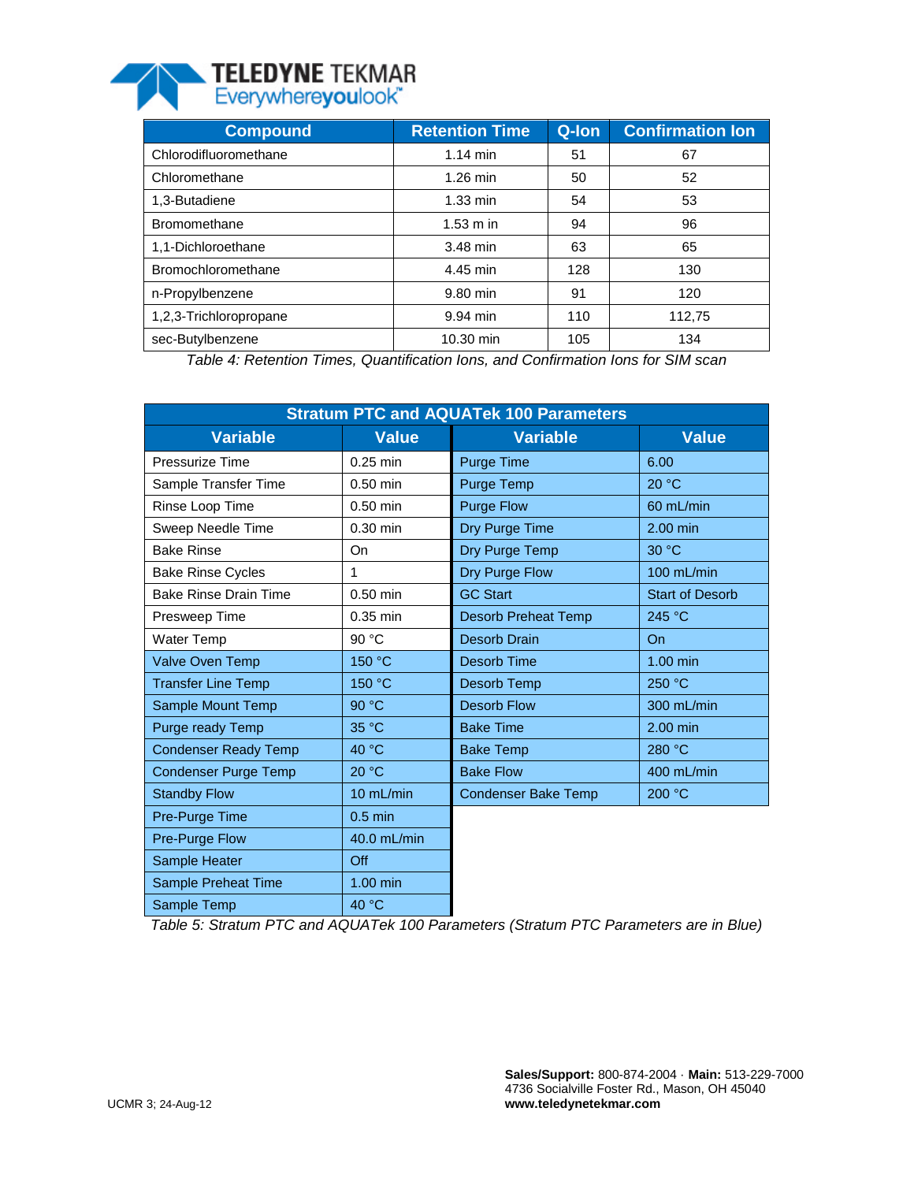| Compound | Retention Time | Q-Ion | Confirmation Ion |
|---|---|---|---|
| Chlorodifluoromethane | 1.14 min | 51 | 67 |
| Chloromethane | 1.26 min | 50 | 52 |
| 1,3-Butadiene | 1.33 min | 54 | 53 |
| Bromomethane | 1.53 m in | 94 | 96 |
| 1,1-Dichloroethane | 3.48 min | 63 | 65 |
| Bromochloromethane | 4.45 min | 128 | 130 |
| n-Propylbenzene | 9.80 min | 91 | 120 |
| 1,2,3-Trichloropropane | 9.94 min | 110 | 112,75 |
| sec-Butylbenzene | 10.30 min | 105 | 134 |

*Table 4: Retention Times, Quantification Ions, and Confirmation Ions for SIM scan*

| Stratum PTC and AQUATek 100 Parameters | | | |
|---|---|---|---|
| **Variable** | **Value** | **Variable** | **Value** |
| Pressurize Time | 0.25 min | Purge Time | 6.00 |
| Sample Transfer Time | 0.50 min | Purge Temp | 20 °C |
| Rinse Loop Time | 0.50 min | Purge Flow | 60 mL/min |
| Sweep Needle Time | 0.30 min | Dry Purge Time | 2.00 min |
| Bake Rinse | On | Dry Purge Temp | 30 °C |
| Bake Rinse Cycles | 1 | Dry Purge Flow | 100 mL/min |
| Bake Rinse Drain Time | 0.50 min | GC Start | Start of Desorb |
| Presweep Time | 0.35 min | Desorb Preheat Temp | 245 °C |
| Water Temp | 90 °C | Desorb Drain | On |
| Valve Oven Temp | 150 °C | Desorb Time | 1.00 min |
| Transfer Line Temp | 150 °C | Desorb Temp | 250 °C |
| Sample Mount Temp | 90 °C | Desorb Flow | 300 mL/min |
| Purge ready Temp | 35 °C | Bake Time | 2.00 min |
| Condenser Ready Temp | 40 °C | Bake Temp | 280 °C |
| Condenser Purge Temp | 20 °C | Bake Flow | 400 mL/min |
| Standby Flow | 10 mL/min | Condenser Bake Temp | 200 °C |
| Pre-Purge Time | 0.5 min | | |
| Pre-Purge Flow | 40.0 mL/min | | |
| Sample Heater | Off | | |
| Sample Preheat Time | 1.00 min | | |
| Sample Temp | 40 °C | | |

*Table 5: Stratum PTC and AQUATek 100 Parameters (Stratum PTC Parameters are in Blue)*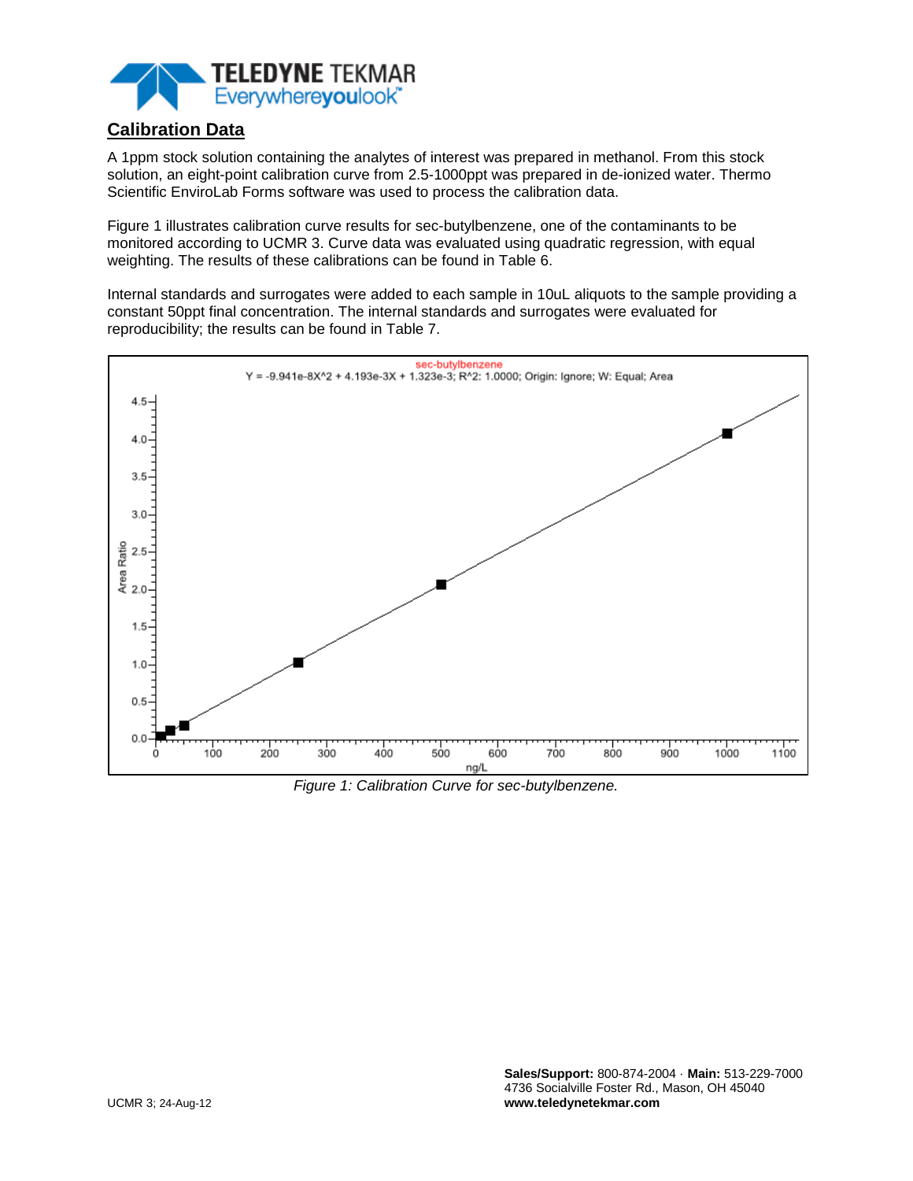## Calibration Data

A 1ppm stock solution containing the analytes of interest was prepared in methanol. From this stock solution, an eight-point calibration curve from 2.5-1000ppt was prepared in de-ionized water. Thermo Scientific EnviroLab Forms software was used to process the calibration data.

Figure 1 illustrates calibration curve results for sec-butylbenzene, one of the contaminants to be monitored according to UCMR 3. Curve data was evaluated using quadratic regression, with equal weighting. The results of these calibrations can be found in Table 6.

Internal standards and surrogates were added to each sample in 10uL aliquots to the sample providing a constant 50ppt final concentration. The internal standards and surrogates were evaluated for reproducibility; the results can be found in Table 7.

*Figure 1: Calibration Curve for sec-butylbenzene.*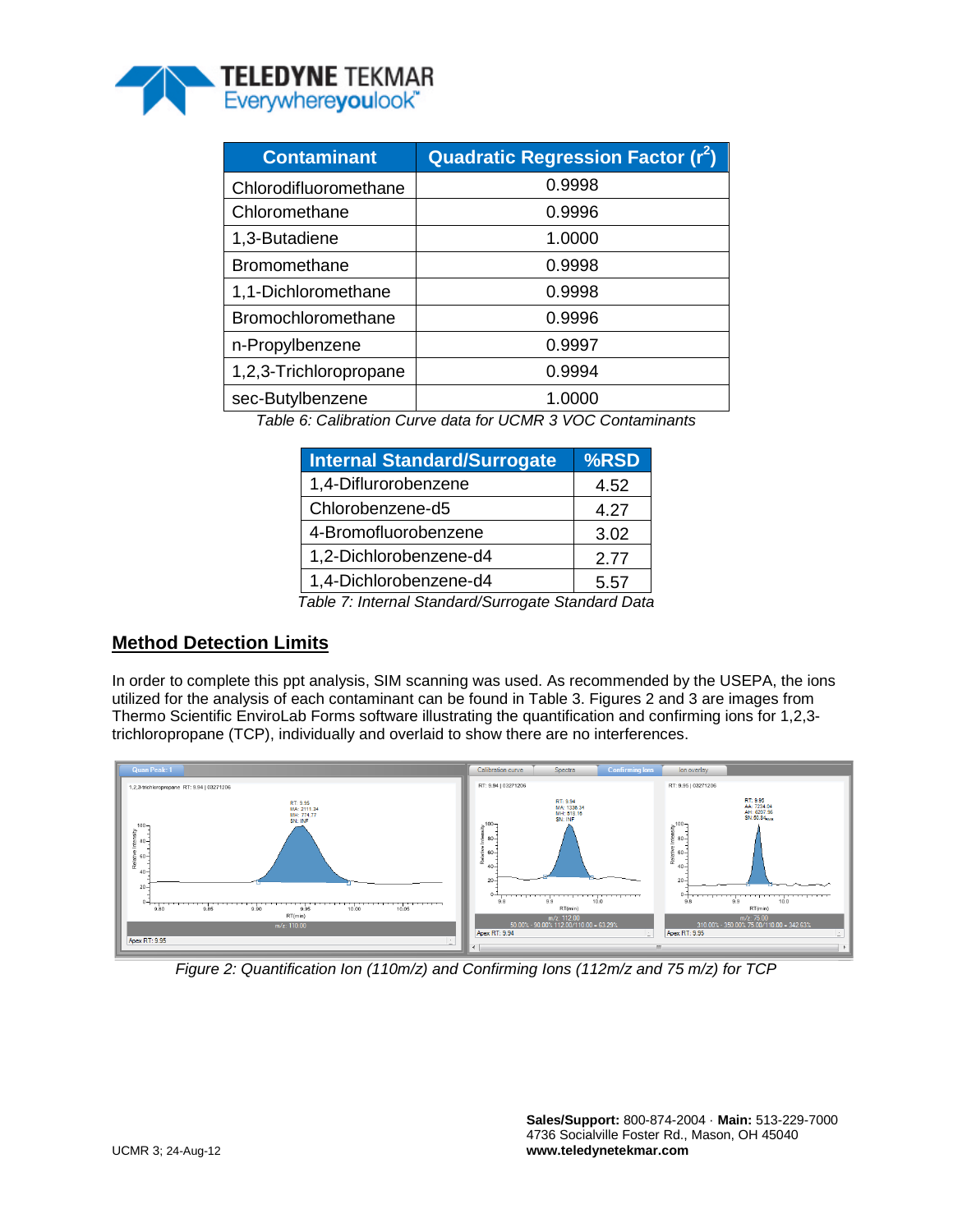| Contaminant | Quadratic Regression Factor ($r^2$) |
|---|---|
| Chlorodifluoromethane | 0.9998 |
| Chloromethane | 0.9996 |
| 1,3-Butadiene | 1.0000 |
| Bromomethane | 0.9998 |
| 1,1-Dichloromethane | 0.9998 |
| Bromochloromethane | 0.9996 |
| n-Propylbenzene | 0.9997 |
| 1,2,3-Trichloropropane | 0.9994 |
| sec-Butylbenzene | 1.0000 |

*Table 6: Calibration Curve data for UCMR 3 VOC Contaminants*

| Internal Standard/Surrogate | %RSD |
|---|---|
| 1,4-Diflurorobenzene | 4.52 |
| Chlorobenzene-d5 | 4.27 |
| 4-Bromofluorobenzene | 3.02 |
| 1,2-Dichlorobenzene-d4 | 2.77 |
| 1,4-Dichlorobenzene-d4 | 5.57 |

*Table 7: Internal Standard/Surrogate Standard Data*

## Method Detection Limits

In order to complete this ppt analysis, SIM scanning was used. As recommended by the USEPA, the ions utilized for the analysis of each contaminant can be found in Table 3. Figures 2 and 3 are images from Thermo Scientific EnviroLab Forms software illustrating the quantification and confirming ions for 1,2,3-trichloropropane (TCP), individually and overlaid to show there are no interferences.

*Figure 2: Quantification Ion (110m/z) and Confirming Ions (112m/z and 75 m/z) for TCP*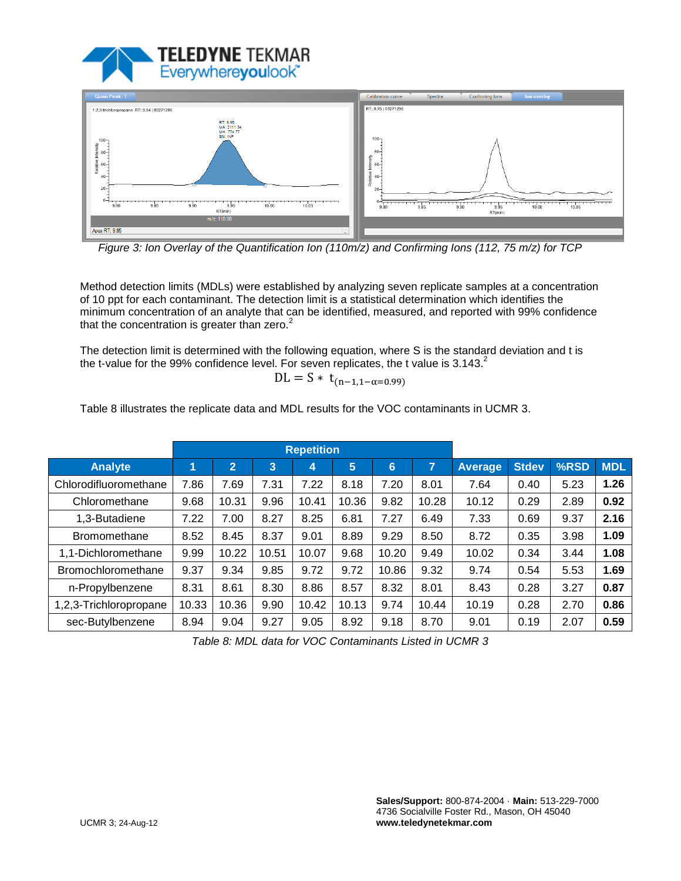*Figure 3: Ion Overlay of the Quantification Ion (110m/z) and Confirming Ions (112, 75 m/z) for TCP*

Method detection limits (MDLs) were established by analyzing seven replicate samples at a concentration of 10 ppt for each contaminant. The detection limit is a statistical determination which identifies the minimum concentration of an analyte that can be identified, measured, and reported with 99% confidence that the concentration is greater than zero.[2]

The detection limit is determined with the following equation, where S is the standard deviation and t is the t-value for the 99% confidence level. For seven replicates, the t value is 3.143.[2]

$$DL = S * t_{(n-1, 1-\alpha=0.99)}$$

Table 8 illustrates the replicate data and MDL results for the VOC contaminants in UCMR 3.

| | Repetition | | | | | | | | | | |
|---|---|---|---|---|---|---|---|---|---|---|---|
| **Analyte** | **1** | **2** | **3** | **4** | **5** | **6** | **7** | **Average** | **Stdev** | **%RSD** | **MDL** |
| Chlorodifluoromethane | 7.86 | 7.69 | 7.31 | 7.22 | 8.18 | 7.20 | 8.01 | 7.64 | 0.40 | 5.23 | **1.26** |
| Chloromethane | 9.68 | 10.31 | 9.96 | 10.41 | 10.36 | 9.82 | 10.28 | 10.12 | 0.29 | 2.89 | **0.92** |
| 1,3-Butadiene | 7.22 | 7.00 | 8.27 | 8.25 | 6.81 | 7.27 | 6.49 | 7.33 | 0.69 | 9.37 | **2.16** |
| Bromomethane | 8.52 | 8.45 | 8.37 | 9.01 | 8.89 | 9.29 | 8.50 | 8.72 | 0.35 | 3.98 | **1.09** |
| 1,1-Dichloromethane | 9.99 | 10.22 | 10.51 | 10.07 | 9.68 | 10.20 | 9.49 | 10.02 | 0.34 | 3.44 | **1.08** |
| Bromochloromethane | 9.37 | 9.34 | 9.85 | 9.72 | 9.72 | 10.86 | 9.32 | 9.74 | 0.54 | 5.53 | **1.69** |
| n-Propylbenzene | 8.31 | 8.61 | 8.30 | 8.86 | 8.57 | 8.32 | 8.01 | 8.43 | 0.28 | 3.27 | **0.87** |
| 1,2,3-Trichloropropane | 10.33 | 10.36 | 9.90 | 10.42 | 10.13 | 9.74 | 10.44 | 10.19 | 0.28 | 2.70 | **0.86** |
| sec-Butylbenzene | 8.94 | 9.04 | 9.27 | 9.05 | 8.92 | 9.18 | 8.70 | 9.01 | 0.19 | 2.07 | **0.59** |

*Table 8: MDL data for VOC Contaminants Listed in UCMR 3*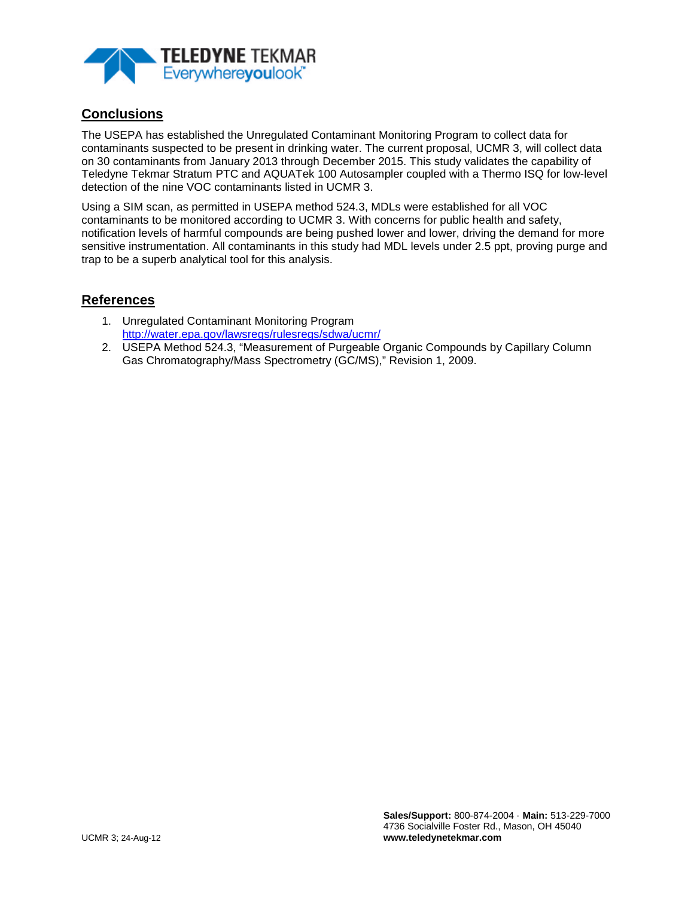## Conclusions

The USEPA has established the Unregulated Contaminant Monitoring Program to collect data for contaminants suspected to be present in drinking water. The current proposal, UCMR 3, will collect data on 30 contaminants from January 2013 through December 2015. This study validates the capability of Teledyne Tekmar Stratum PTC and AQUATek 100 Autosampler coupled with a Thermo ISQ for low-level detection of the nine VOC contaminants listed in UCMR 3.

Using a SIM scan, as permitted in USEPA method 524.3, MDLs were established for all VOC contaminants to be monitored according to UCMR 3. With concerns for public health and safety, notification levels of harmful compounds are being pushed lower and lower, driving the demand for more sensitive instrumentation. All contaminants in this study had MDL levels under 2.5 ppt, proving purge and trap to be a superb analytical tool for this analysis.

## References

1. Unregulated Contaminant Monitoring Program
   http://water.epa.gov/lawsregs/rulesregs/sdwa/ucmr/
2. USEPA Method 524.3, "Measurement of Purgeable Organic Compounds by Capillary Column Gas Chromatography/Mass Spectrometry (GC/MS)," Revision 1, 2009.